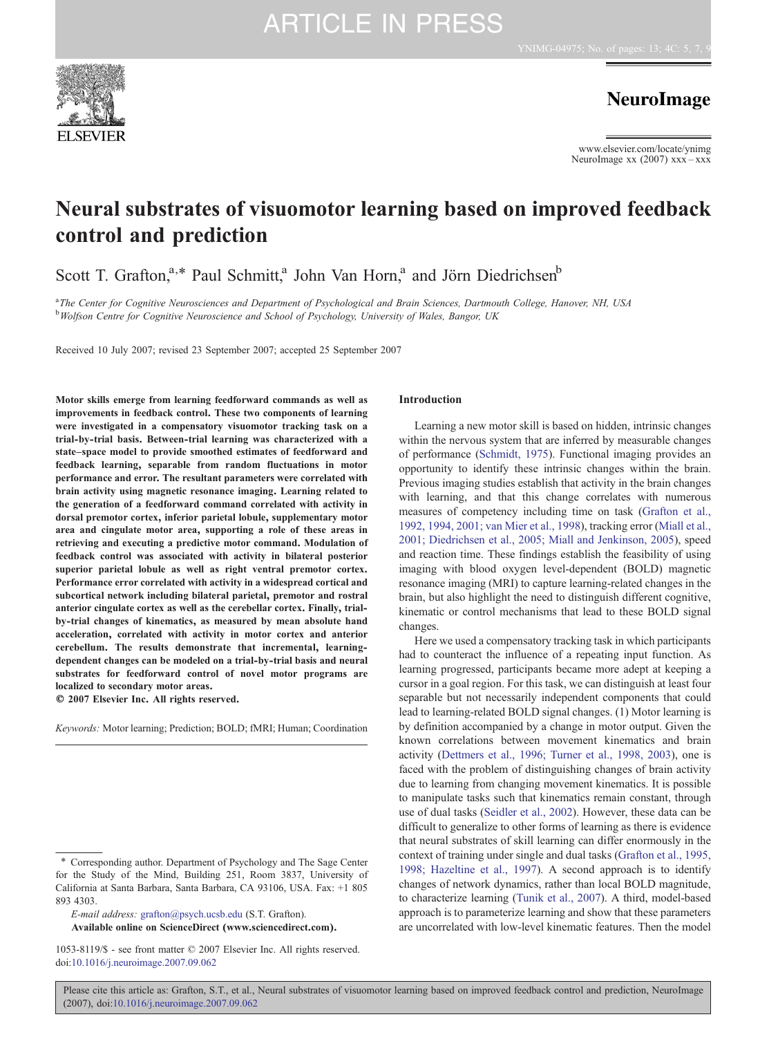# Neural substrates of visuomotor learning based on improved feedback control and prediction

Scott T. Grafton,[a,*] Paul Schmitt,[a] John Van Horn,[a] and Jörn Diedrichsen[b]

[a] *The Center for Cognitive Neurosciences and Department of Psychological and Brain Sciences, Dartmouth College, Hanover, NH, USA*
[b] *Wolfson Centre for Cognitive Neuroscience and School of Psychology, University of Wales, Bangor, UK*

Received 10 July 2007; revised 23 September 2007; accepted 25 September 2007

**Motor skills emerge from learning feedforward commands as well as improvements in feedback control. These two components of learning were investigated in a compensatory visuomotor tracking task on a trial-by-trial basis. Between-trial learning was characterized with a state–space model to provide smoothed estimates of feedforward and feedback learning, separable from random fluctuations in motor performance and error. The resultant parameters were correlated with brain activity using magnetic resonance imaging. Learning related to the generation of a feedforward command correlated with activity in dorsal premotor cortex, inferior parietal lobule, supplementary motor area and cingulate motor area, supporting a role of these areas in retrieving and executing a predictive motor command. Modulation of feedback control was associated with activity in bilateral posterior superior parietal lobule as well as right ventral premotor cortex. Performance error correlated with activity in a widespread cortical and subcortical network including bilateral parietal, premotor and rostral anterior cingulate cortex as well as the cerebellar cortex. Finally, trial-by-trial changes of kinematics, as measured by mean absolute hand acceleration, correlated with activity in motor cortex and anterior cerebellum. The results demonstrate that incremental, learning-dependent changes can be modeled on a trial-by-trial basis and neural substrates for feedforward control of novel motor programs are localized to secondary motor areas.**
**© 2007 Elsevier Inc. All rights reserved.**

*Keywords:* Motor learning; Prediction; BOLD; fMRI; Human; Coordination

## Introduction

Learning a new motor skill is based on hidden, intrinsic changes within the nervous system that are inferred by measurable changes of performance (Schmidt, 1975). Functional imaging provides an opportunity to identify these intrinsic changes within the brain. Previous imaging studies establish that activity in the brain changes with learning, and that this change correlates with numerous measures of competency including time on task (Grafton et al., 1992, 1994, 2001; van Mier et al., 1998), tracking error (Miall et al., 2001; Diedrichsen et al., 2005; Miall and Jenkinson, 2005), speed and reaction time. These findings establish the feasibility of using imaging with blood oxygen level-dependent (BOLD) magnetic resonance imaging (MRI) to capture learning-related changes in the brain, but also highlight the need to distinguish different cognitive, kinematic or control mechanisms that lead to these BOLD signal changes.

Here we used a compensatory tracking task in which participants had to counteract the influence of a repeating input function. As learning progressed, participants became more adept at keeping a cursor in a goal region. For this task, we can distinguish at least four separable but not necessarily independent components that could lead to learning-related BOLD signal changes. (1) Motor learning is by definition accompanied by a change in motor output. Given the known correlations between movement kinematics and brain activity (Dettmers et al., 1996; Turner et al., 1998, 2003), one is faced with the problem of distinguishing changes of brain activity due to learning from changing movement kinematics. It is possible to manipulate tasks such that kinematics remain constant, through use of dual tasks (Seidler et al., 2002). However, these data can be difficult to generalize to other forms of learning as there is evidence that neural substrates of skill learning can differ enormously in the context of training under single and dual tasks (Grafton et al., 1995, 1998; Hazeltine et al., 1997). A second approach is to identify changes of network dynamics, rather than local BOLD magnitude, to characterize learning (Tunik et al., 2007). A third, model-based approach is to parameterize learning and show that these parameters are uncorrelated with low-level kinematic features. Then the model

\* Corresponding author. Department of Psychology and The Sage Center for the Study of the Mind, Building 251, Room 3837, University of California at Santa Barbara, Santa Barbara, CA 93106, USA. Fax: +1 805 893 4303.
*E-mail address:* grafton@psych.ucsb.edu (S.T. Grafton).
**Available online on ScienceDirect (www.sciencedirect.com).**

1053-8119/$ - see front matter © 2007 Elsevier Inc. All rights reserved.
doi:10.1016/j.neuroimage.2007.09.062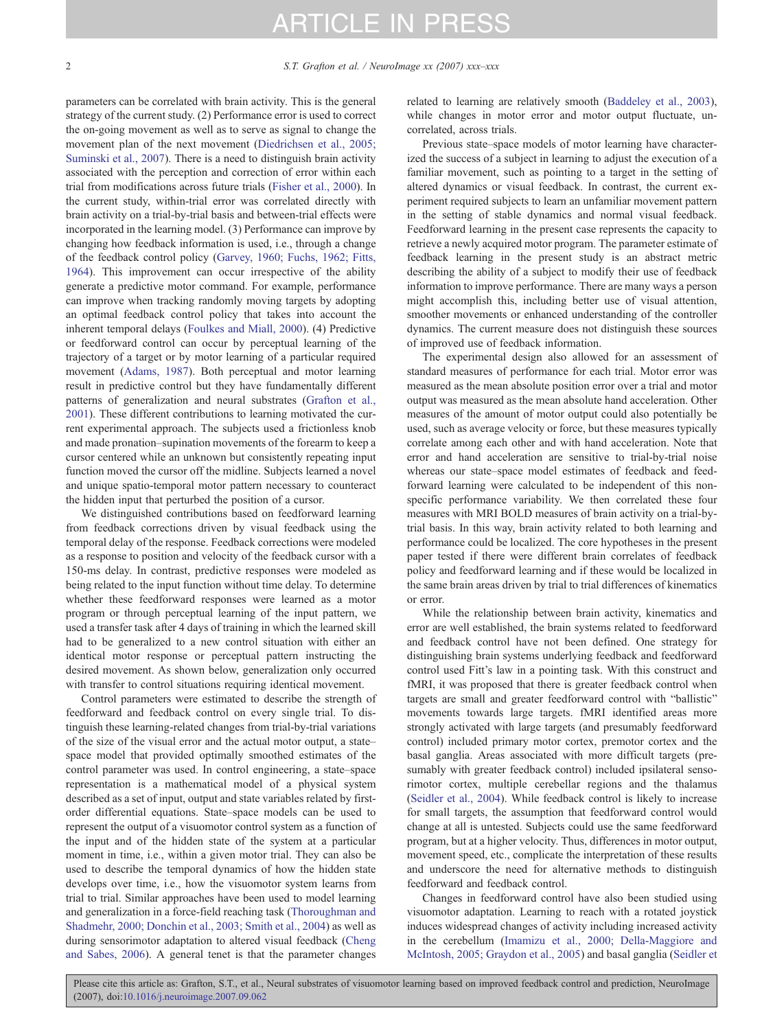parameters can be correlated with brain activity. This is the general strategy of the current study. (2) Performance error is used to correct the on-going movement as well as to serve as signal to change the movement plan of the next movement (Diedrichsen et al., 2005; Suminski et al., 2007). There is a need to distinguish brain activity associated with the perception and correction of error within each trial from modifications across future trials (Fisher et al., 2000). In the current study, within-trial error was correlated directly with brain activity on a trial-by-trial basis and between-trial effects were incorporated in the learning model. (3) Performance can improve by changing how feedback information is used, i.e., through a change of the feedback control policy (Garvey, 1960; Fuchs, 1962; Fitts, 1964). This improvement can occur irrespective of the ability generate a predictive motor command. For example, performance can improve when tracking randomly moving targets by adopting an optimal feedback control policy that takes into account the inherent temporal delays (Foulkes and Miall, 2000). (4) Predictive or feedforward control can occur by perceptual learning of the trajectory of a target or by motor learning of a particular required movement (Adams, 1987). Both perceptual and motor learning result in predictive control but they have fundamentally different patterns of generalization and neural substrates (Grafton et al., 2001). These different contributions to learning motivated the current experimental approach. The subjects used a frictionless knob and made pronation–supination movements of the forearm to keep a cursor centered while an unknown but consistently repeating input function moved the cursor off the midline. Subjects learned a novel and unique spatio-temporal motor pattern necessary to counteract the hidden input that perturbed the position of a cursor.

We distinguished contributions based on feedforward learning from feedback corrections driven by visual feedback using the temporal delay of the response. Feedback corrections were modeled as a response to position and velocity of the feedback cursor with a 150-ms delay. In contrast, predictive responses were modeled as being related to the input function without time delay. To determine whether these feedforward responses were learned as a motor program or through perceptual learning of the input pattern, we used a transfer task after 4 days of training in which the learned skill had to be generalized to a new control situation with either an identical motor response or perceptual pattern instructing the desired movement. As shown below, generalization only occurred with transfer to control situations requiring identical movement.

Control parameters were estimated to describe the strength of feedforward and feedback control on every single trial. To distinguish these learning-related changes from trial-by-trial variations of the size of the visual error and the actual motor output, a state–space model that provided optimally smoothed estimates of the control parameter was used. In control engineering, a state–space representation is a mathematical model of a physical system described as a set of input, output and state variables related by first-order differential equations. State–space models can be used to represent the output of a visuomotor control system as a function of the input and of the hidden state of the system at a particular moment in time, i.e., within a given motor trial. They can also be used to describe the temporal dynamics of how the hidden state develops over time, i.e., how the visuomotor system learns from trial to trial. Similar approaches have been used to model learning and generalization in a force-field reaching task (Thoroughman and Shadmehr, 2000; Donchin et al., 2003; Smith et al., 2004) as well as during sensorimotor adaptation to altered visual feedback (Cheng and Sabes, 2006). A general tenet is that the parameter changes related to learning are relatively smooth (Baddeley et al., 2003), while changes in motor error and motor output fluctuate, uncorrelated, across trials.

Previous state–space models of motor learning have characterized the success of a subject in learning to adjust the execution of a familiar movement, such as pointing to a target in the setting of altered dynamics or visual feedback. In contrast, the current experiment required subjects to learn an unfamiliar movement pattern in the setting of stable dynamics and normal visual feedback. Feedforward learning in the present case represents the capacity to retrieve a newly acquired motor program. The parameter estimate of feedback learning in the present study is an abstract metric describing the ability of a subject to modify their use of feedback information to improve performance. There are many ways a person might accomplish this, including better use of visual attention, smoother movements or enhanced understanding of the controller dynamics. The current measure does not distinguish these sources of improved use of feedback information.

The experimental design also allowed for an assessment of standard measures of performance for each trial. Motor error was measured as the mean absolute position error over a trial and motor output was measured as the mean absolute hand acceleration. Other measures of the amount of motor output could also potentially be used, such as average velocity or force, but these measures typically correlate among each other and with hand acceleration. Note that error and hand acceleration are sensitive to trial-by-trial noise whereas our state–space model estimates of feedback and feedforward learning were calculated to be independent of this nonspecific performance variability. We then correlated these four measures with MRI BOLD measures of brain activity on a trial-by-trial basis. In this way, brain activity related to both learning and performance could be localized. The core hypotheses in the present paper tested if there were different brain correlates of feedback policy and feedforward learning and if these would be localized in the same brain areas driven by trial to trial differences of kinematics or error.

While the relationship between brain activity, kinematics and error are well established, the brain systems related to feedforward and feedback control have not been defined. One strategy for distinguishing brain systems underlying feedback and feedforward control used Fitt's law in a pointing task. With this construct and fMRI, it was proposed that there is greater feedback control when targets are small and greater feedforward control with "ballistic" movements towards large targets. fMRI identified areas more strongly activated with large targets (and presumably feedforward control) included primary motor cortex, premotor cortex and the basal ganglia. Areas associated with more difficult targets (presumably with greater feedback control) included ipsilateral sensorimotor cortex, multiple cerebellar regions and the thalamus (Seidler et al., 2004). While feedback control is likely to increase for small targets, the assumption that feedforward control would change at all is untested. Subjects could use the same feedforward program, but at a higher velocity. Thus, differences in motor output, movement speed, etc., complicate the interpretation of these results and underscore the need for alternative methods to distinguish feedforward and feedback control.

Changes in feedforward control have also been studied using visuomotor adaptation. Learning to reach with a rotated joystick induces widespread changes of activity including increased activity in the cerebellum (Imamizu et al., 2000; Della-Maggiore and McIntosh, 2005; Graydon et al., 2005) and basal ganglia (Seidler et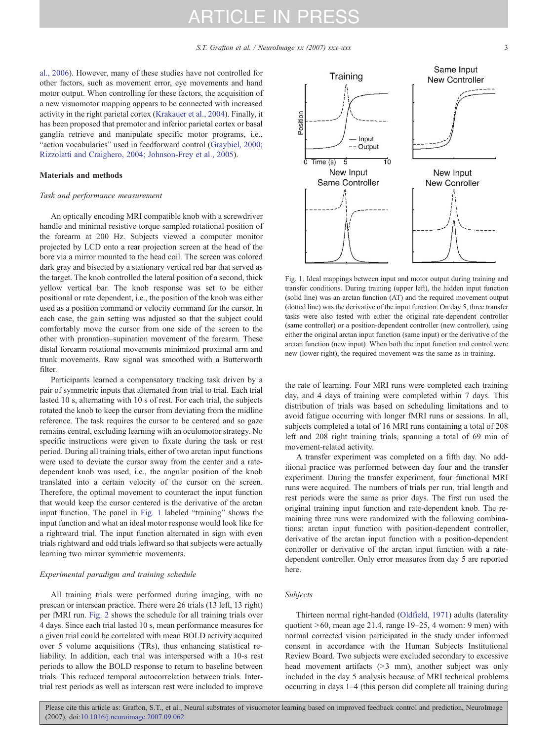al., 2006). However, many of these studies have not controlled for other factors, such as movement error, eye movements and hand motor output. When controlling for these factors, the acquisition of a new visuomotor mapping appears to be connected with increased activity in the right parietal cortex (Krakauer et al., 2004). Finally, it has been proposed that premotor and inferior parietal cortex or basal ganglia retrieve and manipulate specific motor programs, i.e., "action vocabularies" used in feedforward control (Graybiel, 2000; Rizzolatti and Craighero, 2004; Johnson-Frey et al., 2005).

## Materials and methods

### *Task and performance measurement*

An optically encoding MRI compatible knob with a screwdriver handle and minimal resistive torque sampled rotational position of the forearm at 200 Hz. Subjects viewed a computer monitor projected by LCD onto a rear projection screen at the head of the bore via a mirror mounted to the head coil. The screen was colored dark gray and bisected by a stationary vertical red bar that served as the target. The knob controlled the lateral position of a second, thick yellow vertical bar. The knob response was set to be either positional or rate dependent, i.e., the position of the knob was either used as a position command or velocity command for the cursor. In each case, the gain setting was adjusted so that the subject could comfortably move the cursor from one side of the screen to the other with pronation–supination movement of the forearm. These distal forearm rotational movements minimized proximal arm and trunk movements. Raw signal was smoothed with a Butterworth filter.

Participants learned a compensatory tracking task driven by a pair of symmetric inputs that alternated from trial to trial. Each trial lasted 10 s, alternating with 10 s of rest. For each trial, the subjects rotated the knob to keep the cursor from deviating from the midline reference. The task requires the cursor to be centered and so gaze remains central, excluding learning with an oculomotor strategy. No specific instructions were given to fixate during the task or rest period. During all training trials, either of two arctan input functions were used to deviate the cursor away from the center and a rate-dependent knob was used, i.e., the angular position of the knob translated into a certain velocity of the cursor on the screen. Therefore, the optimal movement to counteract the input function that would keep the cursor centered is the derivative of the arctan input function. The panel in Fig. 1 labeled "training" shows the input function and what an ideal motor response would look like for a rightward trial. The input function alternated in sign with even trials rightward and odd trials leftward so that subjects were actually learning two mirror symmetric movements.

### *Experimental paradigm and training schedule*

All training trials were performed during imaging, with no prescan or interscan practice. There were 26 trials (13 left, 13 right) per fMRI run. Fig. 2 shows the schedule for all training trials over 4 days. Since each trial lasted 10 s, mean performance measures for a given trial could be correlated with mean BOLD activity acquired over 5 volume acquisitions (TRs), thus enhancing statistical reliability. In addition, each trial was interspersed with a 10-s rest periods to allow the BOLD response to return to baseline between trials. This reduced temporal autocorrelation between trials. Intertrial rest periods as well as interscan rest were included to improve

Training
Position
— Input
-- Output
0 Time (s) 5 10
Same Input
New Controller
New Input
Same Controller
New Input
New Conroller

Fig. 1. Ideal mappings between input and motor output during training and transfer conditions. During training (upper left), the hidden input function (solid line) was an arctan function (AT) and the required movement output (dotted line) was the derivative of the input function. On day 5, three transfer tasks were also tested with either the original rate-dependent controller (same controller) or a position-dependent controller (new controller), using either the original arctan input function (same input) or the derivative of the arctan function (new input). When both the input function and control were new (lower right), the required movement was the same as in training.

the rate of learning. Four MRI runs were completed each training day, and 4 days of training were completed within 7 days. This distribution of trials was based on scheduling limitations and to avoid fatigue occurring with longer fMRI runs or sessions. In all, subjects completed a total of 16 MRI runs containing a total of 208 left and 208 right training trials, spanning a total of 69 min of movement-related activity.

A transfer experiment was completed on a fifth day. No additional practice was performed between day four and the transfer experiment. During the transfer experiment, four functional MRI runs were acquired. The numbers of trials per run, trial length and rest periods were the same as prior days. The first run used the original training input function and rate-dependent knob. The remaining three runs were randomized with the following combinations: arctan input function with position-dependent controller, derivative of the arctan input function with a position-dependent controller or derivative of the arctan input function with a rate-dependent controller. Only error measures from day 5 are reported here.

### *Subjects*

Thirteen normal right-handed (Oldfield, 1971) adults (laterality quotient >60, mean age 21.4, range 19–25, 4 women: 9 men) with normal corrected vision participated in the study under informed consent in accordance with the Human Subjects Institutional Review Board. Two subjects were excluded secondary to excessive head movement artifacts (>3 mm), another subject was only included in the day 5 analysis because of MRI technical problems occurring in days 1–4 (this person did complete all training during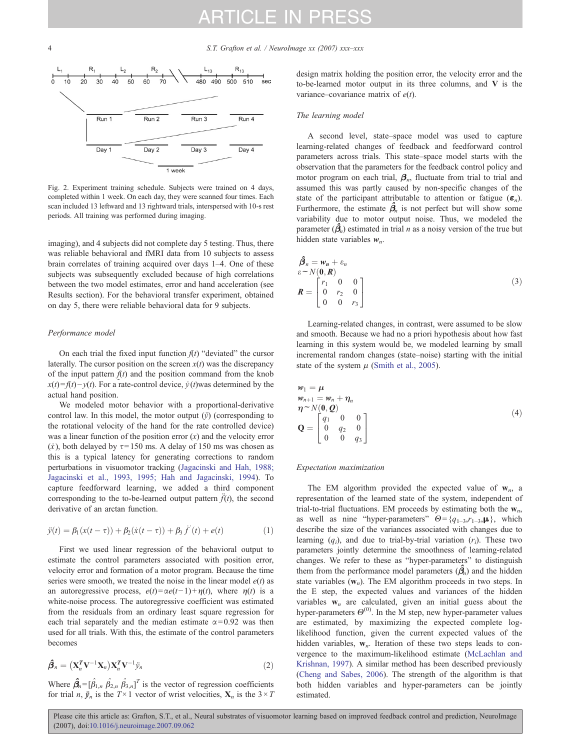Fig. 2. Experiment training schedule. Subjects were trained on 4 days, completed within 1 week. On each day, they were scanned four times. Each scan included 13 leftward and 13 rightward trials, interspersed with 10-s rest periods. All training was performed during imaging.

imaging), and 4 subjects did not complete day 5 testing. Thus, there was reliable behavioral and fMRI data from 10 subjects to assess brain correlates of training acquired over days 1–4. One of these subjects was subsequently excluded because of high correlations between the two model estimates, error and hand acceleration (see Results section). For the behavioral transfer experiment, obtained on day 5, there were reliable behavioral data for 9 subjects.

### Performance model

On each trial the fixed input function $f(t)$ "deviated" the cursor laterally. The cursor position on the screen $x(t)$ was the discrepancy of the input pattern $f(t)$ and the position command from the knob $x(t)=f(t)-y(t)$. For a rate-control device, $\dot{y}(t)$ was determined by the actual hand position.

We modeled motor behavior with a proportional-derivative control law. In this model, the motor output ($\ddot{y}$) (corresponding to the rotational velocity of the hand for the rate controlled device) was a linear function of the position error ($x$) and the velocity error ($\dot{x}$), both delayed by $\tau=150$ ms. A delay of 150 ms was chosen as this is a typical latency for generating corrections to random perturbations in visuomotor tracking (Jagacinski and Hah, 1988; Jagacinski et al., 1993, 1995; Hah and Jagacinski, 1994). To capture feedforward learning, we added a third component corresponding to the to-be-learned output pattern $\ddot{f}(t)$, the second derivative of an arctan function.

$$\ddot{y}(t) = \beta_1(x(t-\tau)) + \beta_2(\dot{x}(t-\tau)) + \beta_3\ddot{f}(t) + e(t) \tag{1}$$

First we used linear regression of the behavioral output to estimate the control parameters associated with position error, velocity error and formation of a motor program. Because the time series were smooth, we treated the noise in the linear model $e(t)$ as an autoregressive process, $e(t)=\alpha e(t-1)+\eta(t)$, where $\eta(t)$ is a white-noise process. The autoregressive coefficient was estimated from the residuals from an ordinary least square regression for each trial separately and the median estimate $\alpha=0.92$ was then used for all trials. With this, the estimate of the control parameters becomes

$$\hat{\boldsymbol{\beta}}_n = \left(\mathbf{X}_n^T\mathbf{V}^{-1}\mathbf{X}_n\right)\mathbf{X}_n^T\mathbf{V}^{-1}\ddot{y}_n \tag{2}$$

Where $\hat{\boldsymbol{\beta}}_n=[\hat{\beta}_{1,n}\ \hat{\beta}_{2,n}\ \hat{\beta}_{3,n}]^T$ is the vector of regression coefficients for trial $n$, $\ddot{\mathbf{y}}_n$ is the $T\times 1$ vector of wrist velocities, $\mathbf{X}_n$ is the $3\times T$ design matrix holding the position error, the velocity error and the to-be-learned motor output in its three columns, and $\mathbf{V}$ is the variance–covariance matrix of $e(t)$.

### The learning model

A second level, state–space model was used to capture learning-related changes of feedback and feedforward control parameters across trials. This state–space model starts with the observation that the parameters for the feedback control policy and motor program on each trial, $\boldsymbol{\beta}_n$, fluctuate from trial to trial and assumed this was partly caused by non-specific changes of the state of the participant attributable to attention or fatigue ($\boldsymbol{\varepsilon}_n$). Furthermore, the estimate $\hat{\boldsymbol{\beta}}_n$ is not perfect but will show some variability due to motor output noise. Thus, we modeled the parameter ($\hat{\boldsymbol{\beta}}_n$) estimated in trial $n$ as a noisy version of the true but hidden state variables $\boldsymbol{w}_n$.

$$\begin{aligned}
&\hat{\boldsymbol{\beta}}_n = \boldsymbol{w}_n + \varepsilon_n\\
&\varepsilon \sim N(\mathbf{0}, \boldsymbol{R})\\
&\boldsymbol{R} = \begin{bmatrix} r_1 & 0 & 0\\ 0 & r_2 & 0\\ 0 & 0 & r_3 \end{bmatrix}
\end{aligned} \tag{3}$$

Learning-related changes, in contrast, were assumed to be slow and smooth. Because we had no a priori hypothesis about how fast learning in this system would be, we modeled learning by small incremental random changes (state–noise) starting with the initial state of the system $\mu$ (Smith et al., 2005).

$$\begin{aligned}
&\boldsymbol{w}_1 = \boldsymbol{\mu}\\
&\boldsymbol{w}_{n+1} = \boldsymbol{w}_n + \boldsymbol{\eta}_n\\
&\boldsymbol{\eta} \sim N(\mathbf{0}, \boldsymbol{Q})\\
&\mathbf{Q} = \begin{bmatrix} q_1 & 0 & 0\\ 0 & q_2 & 0\\ 0 & 0 & q_3 \end{bmatrix}
\end{aligned} \tag{4}$$

### Expectation maximization

The EM algorithm provided the expected value of $\mathbf{w}_n$, a representation of the learned state of the system, independent of trial-to-trial fluctuations. EM proceeds by estimating both the $\mathbf{w}_n$, as well as nine "hyper-parameters" $\Theta=\{q_{1-3}, r_{1-3}, \boldsymbol{\mu}\}$, which describe the size of the variances associated with changes due to learning ($q_i$), and due to trial-by-trial variation ($r_i$). These two parameters jointly determine the smoothness of learning-related changes. We refer to these as "hyper-parameters" to distinguish them from the performance model parameters ($\hat{\boldsymbol{\beta}}_n$) and the hidden state variables ($\mathbf{w}_n$). The EM algorithm proceeds in two steps. In the E step, the expected values and variances of the hidden variables $\mathbf{w}_n$ are calculated, given an initial guess about the hyper-parameters $\Theta^{(0)}$. In the M step, new hyper-parameter values are estimated, by maximizing the expected complete log-likelihood function, given the current expected values of the hidden variables, $\mathbf{w}_n$. Iteration of these two steps leads to convergence to the maximum-likelihood estimate (McLachlan and Krishnan, 1997). A similar method has been described previously (Cheng and Sabes, 2006). The strength of the algorithm is that both hidden variables and hyper-parameters can be jointly estimated.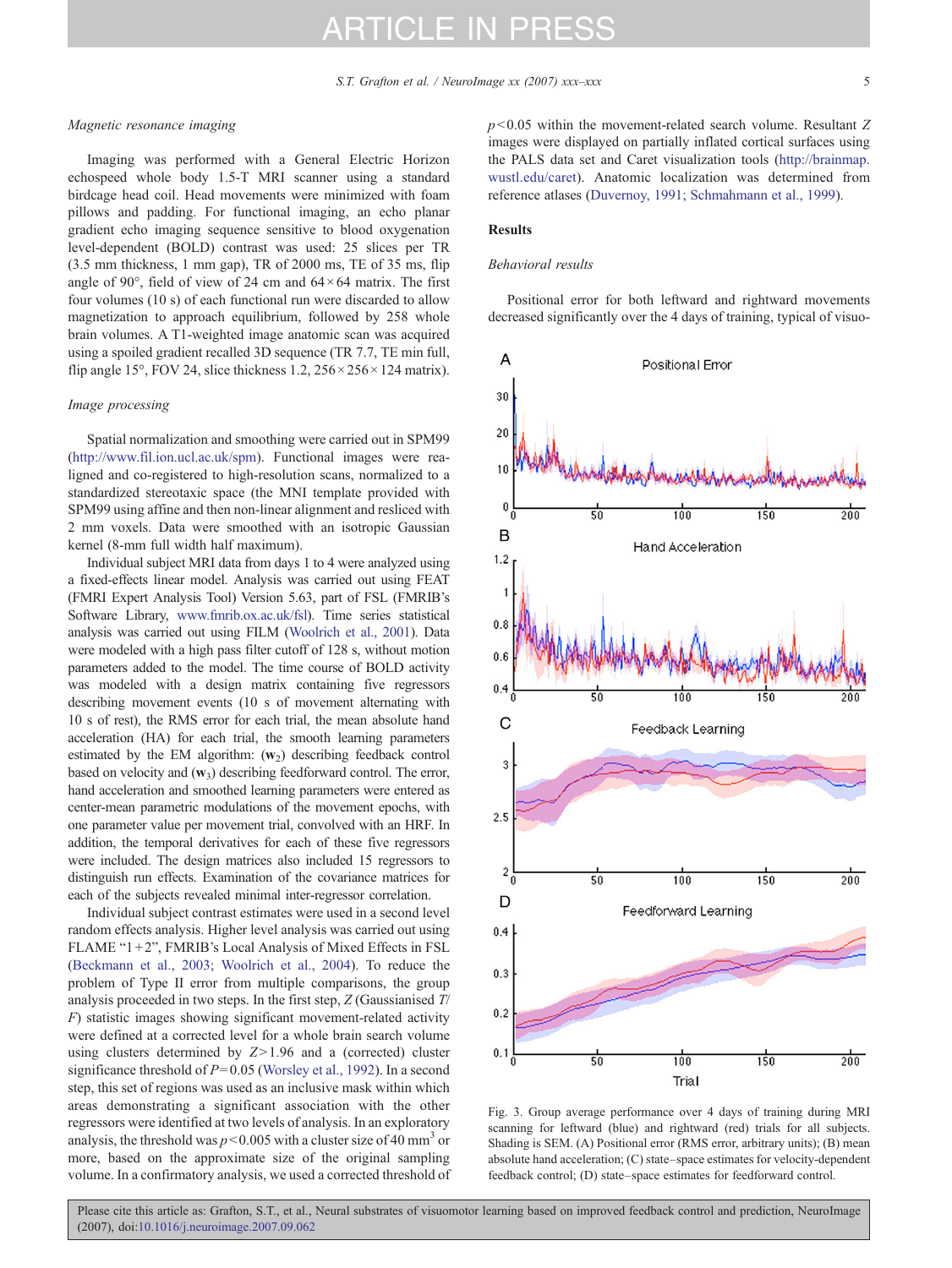### Magnetic resonance imaging

Imaging was performed with a General Electric Horizon echospeed whole body 1.5-T MRI scanner using a standard birdcage head coil. Head movements were minimized with foam pillows and padding. For functional imaging, an echo planar gradient echo imaging sequence sensitive to blood oxygenation level-dependent (BOLD) contrast was used: 25 slices per TR (3.5 mm thickness, 1 mm gap), TR of 2000 ms, TE of 35 ms, flip angle of 90°, field of view of 24 cm and 64 × 64 matrix. The first four volumes (10 s) of each functional run were discarded to allow magnetization to approach equilibrium, followed by 258 whole brain volumes. A T1-weighted image anatomic scan was acquired using a spoiled gradient recalled 3D sequence (TR 7.7, TE min full, flip angle 15°, FOV 24, slice thickness 1.2, 256 × 256 × 124 matrix).

### Image processing

Spatial normalization and smoothing were carried out in SPM99 (http://www.fil.ion.ucl.ac.uk/spm). Functional images were realigned and co-registered to high-resolution scans, normalized to a standardized stereotaxic space (the MNI template provided with SPM99 using affine and then non-linear alignment and resliced with 2 mm voxels. Data were smoothed with an isotropic Gaussian kernel (8-mm full width half maximum).

Individual subject MRI data from days 1 to 4 were analyzed using a fixed-effects linear model. Analysis was carried out using FEAT (FMRI Expert Analysis Tool) Version 5.63, part of FSL (FMRIB's Software Library, www.fmrib.ox.ac.uk/fsl). Time series statistical analysis was carried out using FILM (Woolrich et al., 2001). Data were modeled with a high pass filter cutoff of 128 s, without motion parameters added to the model. The time course of BOLD activity was modeled with a design matrix containing five regressors describing movement events (10 s of movement alternating with 10 s of rest), the RMS error for each trial, the mean absolute hand acceleration (HA) for each trial, the smooth learning parameters estimated by the EM algorithm: ($\mathbf{w}_2$) describing feedback control based on velocity and ($\mathbf{w}_3$) describing feedforward control. The error, hand acceleration and smoothed learning parameters were entered as center-mean parametric modulations of the movement epochs, with one parameter value per movement trial, convolved with an HRF. In addition, the temporal derivatives for each of these five regressors were included. The design matrices also included 15 regressors to distinguish run effects. Examination of the covariance matrices for each of the subjects revealed minimal inter-regressor correlation.

Individual subject contrast estimates were used in a second level random effects analysis. Higher level analysis was carried out using FLAME "1+2", FMRIB's Local Analysis of Mixed Effects in FSL (Beckmann et al., 2003; Woolrich et al., 2004). To reduce the problem of Type II error from multiple comparisons, the group analysis proceeded in two steps. In the first step, Z (Gaussianised T/F) statistic images showing significant movement-related activity were defined at a corrected level for a whole brain search volume using clusters determined by $Z > 1.96$ and a (corrected) cluster significance threshold of $P = 0.05$ (Worsley et al., 1992). In a second step, this set of regions was used as an inclusive mask within which areas demonstrating a significant association with the other regressors were identified at two levels of analysis. In an exploratory analysis, the threshold was $p < 0.005$ with a cluster size of 40 $mm^3$ or more, based on the approximate size of the original sampling volume. In a confirmatory analysis, we used a corrected threshold of $p < 0.05$ within the movement-related search volume. Resultant Z images were displayed on partially inflated cortical surfaces using the PALS data set and Caret visualization tools (http://brainmap.wustl.edu/caret). Anatomic localization was determined from reference atlases (Duvernoy, 1991; Schmahmann et al., 1999).

## Results

### Behavioral results

Positional error for both leftward and rightward movements decreased significantly over the 4 days of training, typical of visuo-

Fig. 3. Group average performance over 4 days of training during MRI scanning for leftward (blue) and rightward (red) trials for all subjects. Shading is SEM. (A) Positional error (RMS error, arbitrary units); (B) mean absolute hand acceleration; (C) state–space estimates for velocity-dependent feedback control; (D) state–space estimates for feedforward control.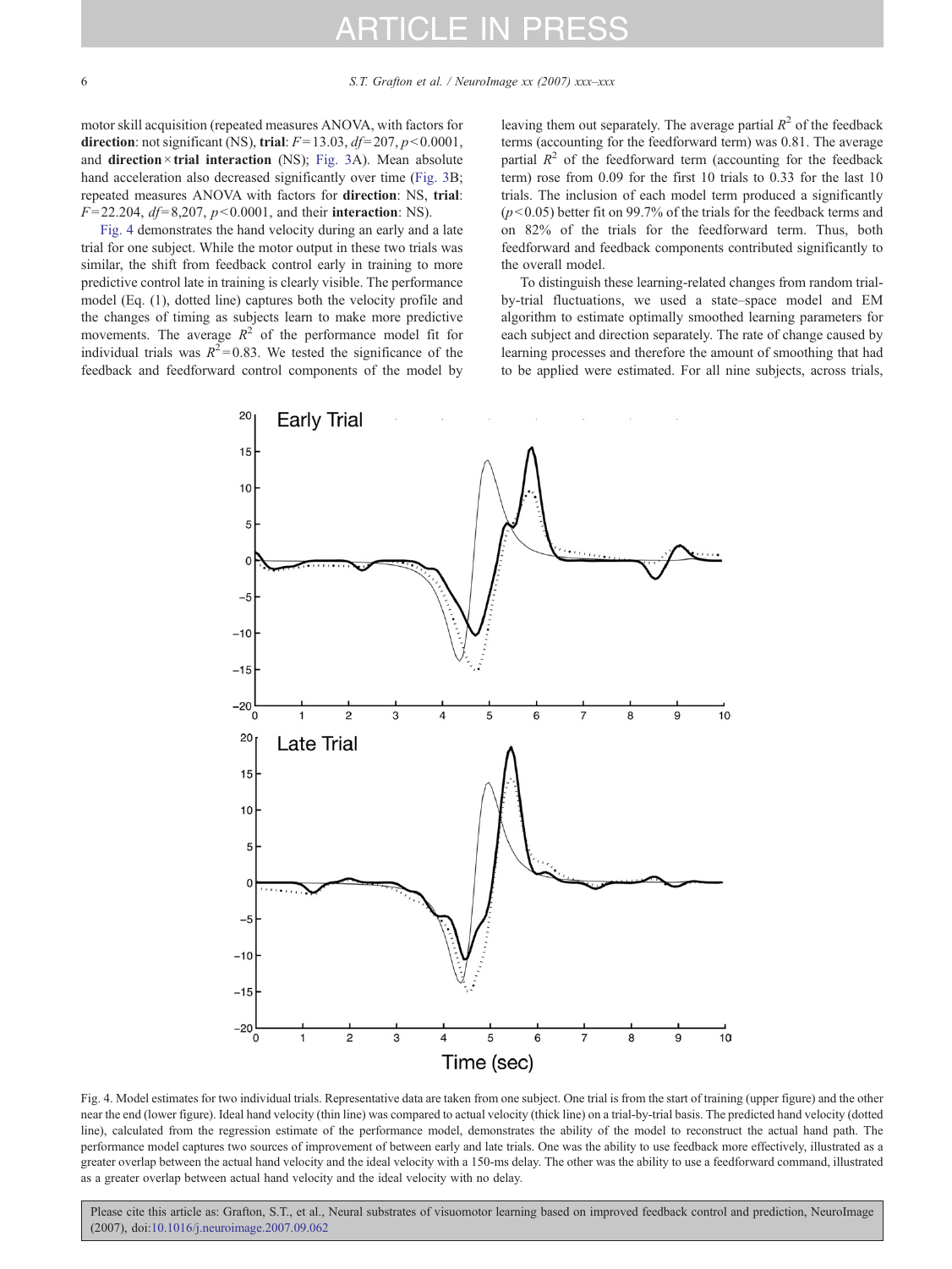motor skill acquisition (repeated measures ANOVA, with factors for **direction**: not significant (NS), **trial**: $F=13.03$, $df=207$, $p<0.0001$, and **direction × trial interaction** (NS); Fig. 3A). Mean absolute hand acceleration also decreased significantly over time (Fig. 3B; repeated measures ANOVA with factors for **direction**: NS, **trial**: $F=22.204$, $df=8,207$, $p<0.0001$, and their **interaction**: NS).

Fig. 4 demonstrates the hand velocity during an early and a late trial for one subject. While the motor output in these two trials was similar, the shift from feedback control early in training to more predictive control late in training is clearly visible. The performance model (Eq. (1), dotted line) captures both the velocity profile and the changes of timing as subjects learn to make more predictive movements. The average $R^2$ of the performance model fit for individual trials was $R^2=0.83$. We tested the significance of the feedback and feedforward control components of the model by leaving them out separately. The average partial $R^2$ of the feedback terms (accounting for the feedforward term) was 0.81. The average partial $R^2$ of the feedforward term (accounting for the feedback term) rose from 0.09 for the first 10 trials to 0.33 for the last 10 trials. The inclusion of each model term produced a significantly ($p<0.05$) better fit on 99.7% of the trials for the feedback terms and on 82% of the trials for the feedforward term. Thus, both feedforward and feedback components contributed significantly to the overall model.

To distinguish these learning-related changes from random trial-by-trial fluctuations, we used a state–space model and EM algorithm to estimate optimally smoothed learning parameters for each subject and direction separately. The rate of change caused by learning processes and therefore the amount of smoothing that had to be applied were estimated. For all nine subjects, across trials,

Fig. 4. Model estimates for two individual trials. Representative data are taken from one subject. One trial is from the start of training (upper figure) and the other near the end (lower figure). Ideal hand velocity (thin line) was compared to actual velocity (thick line) on a trial-by-trial basis. The predicted hand velocity (dotted line), calculated from the regression estimate of the performance model, demonstrates the ability of the model to reconstruct the actual hand path. The performance model captures two sources of improvement of between early and late trials. One was the ability to use feedback more effectively, illustrated as a greater overlap between the actual hand velocity and the ideal velocity with a 150-ms delay. The other was the ability to use a feedforward command, illustrated as a greater overlap between actual hand velocity and the ideal velocity with no delay.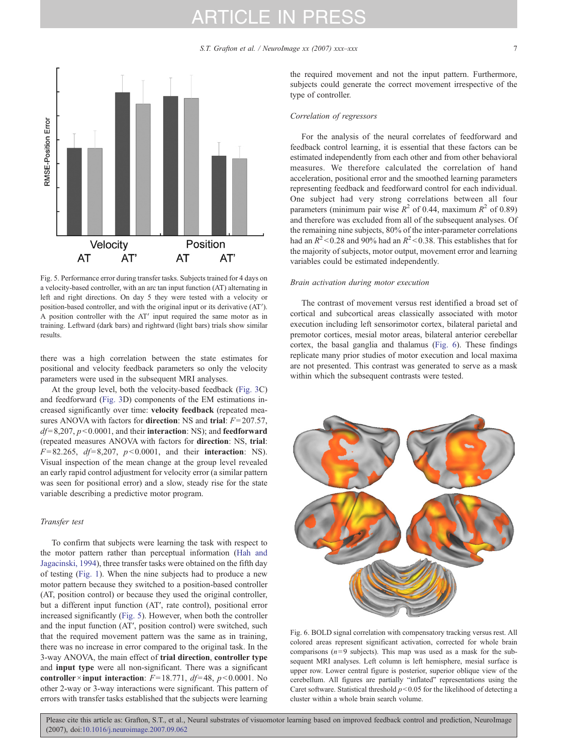Fig. 5. Performance error during transfer tasks. Subjects trained for 4 days on a velocity-based controller, with an arc tan input function (AT) alternating in left and right directions. On day 5 they were tested with a velocity or position-based controller, and with the original input or its derivative (AT′). A position controller with the AT′ input required the same motor as in training. Leftward (dark bars) and rightward (light bars) trials show similar results.

there was a high correlation between the state estimates for positional and velocity feedback parameters so only the velocity parameters were used in the subsequent MRI analyses.

At the group level, both the velocity-based feedback (Fig. 3C) and feedforward (Fig. 3D) components of the EM estimations increased significantly over time: **velocity feedback** (repeated measures ANOVA with factors for **direction**: NS and **trial**: $F=207.57$, $df=8{,}207$, $p<0.0001$, and their **interaction**: NS); and **feedforward** (repeated measures ANOVA with factors for **direction**: NS, **trial**: $F=82.265$, $df=8{,}207$, $p<0.0001$, and their **interaction**: NS). Visual inspection of the mean change at the group level revealed an early rapid control adjustment for velocity error (a similar pattern was seen for positional error) and a slow, steady rise for the state variable describing a predictive motor program.

### *Transfer test*

To confirm that subjects were learning the task with respect to the motor pattern rather than perceptual information (Hah and Jagacinski, 1994), three transfer tasks were obtained on the fifth day of testing (Fig. 1). When the nine subjects had to produce a new motor pattern because they switched to a position-based controller (AT, position control) or because they used the original controller, but a different input function (AT′, rate control), positional error increased significantly (Fig. 5). However, when both the controller and the input function (AT′, position control) were switched, such that the required movement pattern was the same as in training, there was no increase in error compared to the original task. In the 3-way ANOVA, the main effect of **trial direction**, **controller type** and **input type** were all non-significant. There was a significant **controller** × **input interaction**: $F=18.771$, $df=48$, $p<0.0001$. No other 2-way or 3-way interactions were significant. This pattern of errors with transfer tasks established that the subjects were learning the required movement and not the input pattern. Furthermore, subjects could generate the correct movement irrespective of the type of controller.

### *Correlation of regressors*

For the analysis of the neural correlates of feedforward and feedback control learning, it is essential that these factors can be estimated independently from each other and from other behavioral measures. We therefore calculated the correlation of hand acceleration, positional error and the smoothed learning parameters representing feedback and feedforward control for each individual. One subject had very strong correlations between all four parameters (minimum pair wise $R^2$ of 0.44, maximum $R^2$ of 0.89) and therefore was excluded from all of the subsequent analyses. Of the remaining nine subjects, 80% of the inter-parameter correlations had an $R^2<0.28$ and 90% had an $R^2<0.38$. This establishes that for the majority of subjects, motor output, movement error and learning variables could be estimated independently.

### *Brain activation during motor execution*

The contrast of movement versus rest identified a broad set of cortical and subcortical areas classically associated with motor execution including left sensorimotor cortex, bilateral parietal and premotor cortices, mesial motor areas, bilateral anterior cerebellar cortex, the basal ganglia and thalamus (Fig. 6). These findings replicate many prior studies of motor execution and local maxima are not presented. This contrast was generated to serve as a mask within which the subsequent contrasts were tested.

Fig. 6. BOLD signal correlation with compensatory tracking versus rest. All colored areas represent significant activation, corrected for whole brain comparisons ($n=9$ subjects). This map was used as a mask for the subsequent MRI analyses. Left column is left hemisphere, mesial surface is upper row. Lower central figure is posterior, superior oblique view of the cerebellum. All figures are partially "inflated" representations using the Caret software. Statistical threshold $p<0.05$ for the likelihood of detecting a cluster within a whole brain search volume.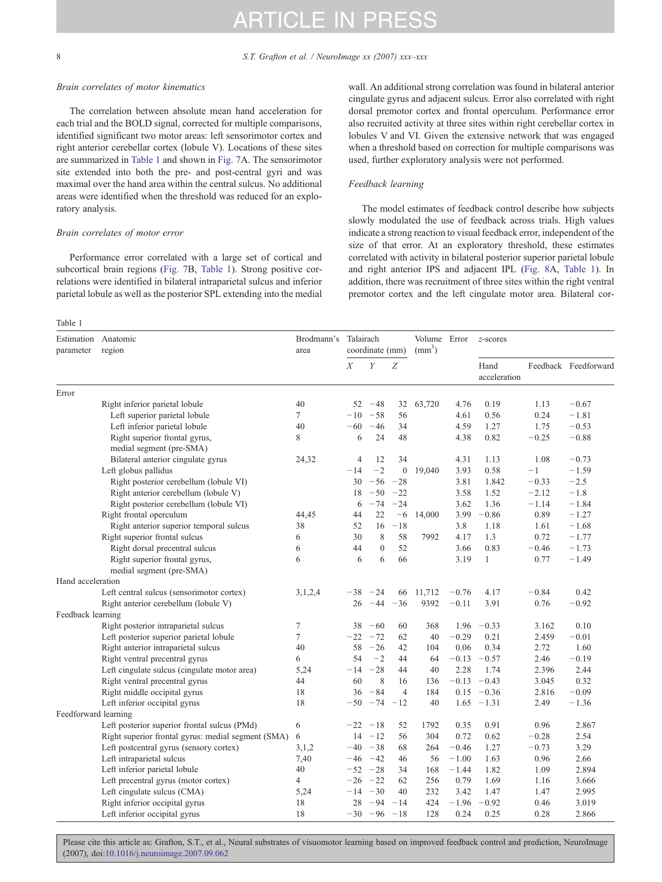*Brain correlates of motor kinematics*

The correlation between absolute mean hand acceleration for each trial and the BOLD signal, corrected for multiple comparisons, identified significant two motor areas: left sensorimotor cortex and right anterior cerebellar cortex (lobule V). Locations of these sites are summarized in Table 1 and shown in Fig. 7A. The sensorimotor site extended into both the pre- and post-central gyri and was maximal over the hand area within the central sulcus. No additional areas were identified when the threshold was reduced for an exploratory analysis.

*Brain correlates of motor error*

Performance error correlated with a large set of cortical and subcortical brain regions (Fig. 7B, Table 1). Strong positive correlations were identified in bilateral intraparietal sulcus and inferior parietal lobule as well as the posterior SPL extending into the medial wall. An additional strong correlation was found in bilateral anterior cingulate gyrus and adjacent sulcus. Error also correlated with right dorsal premotor cortex and frontal operculum. Performance error also recruited activity at three sites within right cerebellar cortex in lobules V and VI. Given the extensive network that was engaged when a threshold based on correction for multiple comparisons was used, further exploratory analysis were not performed.

*Feedback learning*

The model estimates of feedback control describe how subjects slowly modulated the use of feedback across trials. High values indicate a strong reaction to visual feedback error, independent of the size of that error. At an exploratory threshold, these estimates correlated with activity in bilateral posterior superior parietal lobule and right anterior IPS and adjacent IPL (Fig. 8A, Table 1). In addition, there was recruitment of three sites within the right ventral premotor cortex and the left cingulate motor area. Bilateral cor-

Table 1

| Estimation parameter | Anatomic region | Brodmann's area | Talairach coordinate (mm) | | | Volume ($mm^3$) | Error | z-scores | | |
|---|---|---|---|---|---|---|---|---|---|---|
| | | | X | Y | Z | | | Hand acceleration | Feedback | Feedforward |
| Error | | | | | | | | | | |
| | Right inferior parietal lobule | 40 | 52 | −48 | 32 | 63,720 | 4.76 | 0.19 | 1.13 | −0.67 |
| | Left superior parietal lobule | 7 | −10 | −58 | 56 | | 4.61 | 0.56 | 0.24 | −1.81 |
| | Left inferior parietal lobule | 40 | −60 | −46 | 34 | | 4.59 | 1.27 | 1.75 | −0.53 |
| | Right superior frontal gyrus, medial segment (pre-SMA) | 8 | 6 | 24 | 48 | | 4.38 | 0.82 | −0.25 | −0.88 |
| | Bilateral anterior cingulate gyrus | 24,32 | 4 | 12 | 34 | | 4.31 | 1.13 | 1.08 | −0.73 |
| | Left globus pallidus | | −14 | −2 | 0 | 19,040 | 3.93 | 0.58 | −1 | −1.59 |
| | Right posterior cerebellum (lobule VI) | | 30 | −56 | −28 | | 3.81 | 1.842 | −0.33 | −2.5 |
| | Right anterior cerebellum (lobule V) | | 18 | −50 | −22 | | 3.58 | 1.52 | −2.12 | −1.8 |
| | Right posterior cerebellum (lobule VI) | | 6 | −74 | −24 | | 3.62 | 1.36 | −1.14 | −1.84 |
| | Right frontal operculum | 44,45 | 44 | 22 | −6 | 14,000 | 3.99 | −0.86 | 0.89 | −1.27 |
| | Right anterior superior temporal sulcus | 38 | 52 | 16 | −18 | | 3.8 | 1.18 | 1.61 | −1.68 |
| | Right superior frontal sulcus | 6 | 30 | 8 | 58 | 7992 | 4.17 | 1.3 | 0.72 | −1.77 |
| | Right dorsal precentral sulcus | 6 | 44 | 0 | 52 | | 3.66 | 0.83 | −0.46 | −1.73 |
| | Right superior frontal gyrus, medial segment (pre-SMA) | 6 | 6 | 6 | 66 | | 3.19 | 1 | 0.77 | −1.49 |
| Hand acceleration | | | | | | | | | | |
| | Left central sulcus (sensorimotor cortex) | 3,1,2,4 | −38 | −24 | 66 | 11,712 | −0.76 | 4.17 | −0.84 | 0.42 |
| | Right anterior cerebellum (lobule V) | | 26 | −44 | −36 | 9392 | −0.11 | 3.91 | 0.76 | −0.92 |
| Feedback learning | | | | | | | | | | |
| | Right posterior intraparietal sulcus | 7 | 38 | −60 | 60 | 368 | 1.96 | −0.33 | 3.162 | 0.10 |
| | Left posterior superior parietal lobule | 7 | −22 | −72 | 62 | 40 | −0.29 | 0.21 | 2.459 | −0.01 |
| | Right anterior intraparietal sulcus | 40 | 58 | −26 | 42 | 104 | 0.06 | 0.34 | 2.72 | 1.60 |
| | Right ventral precentral gyrus | 6 | 54 | −2 | 44 | 64 | −0.13 | −0.57 | 2.46 | −0.19 |
| | Left cingulate sulcus (cingulate motor area) | 5,24 | −14 | −28 | 44 | 40 | 2.28 | 1.74 | 2.396 | 2.44 |
| | Right ventral precentral gyrus | 44 | 60 | 8 | 16 | 136 | −0.13 | −0.43 | 3.045 | 0.32 |
| | Right middle occipital gyrus | 18 | 36 | −84 | 4 | 184 | 0.15 | −0.36 | 2.816 | −0.09 |
| | Left inferior occipital gyrus | 18 | −50 | −74 | −12 | 40 | 1.65 | −1.31 | 2.49 | −1.36 |
| Feedforward learning | | | | | | | | | | |
| | Left posterior superior frontal sulcus (PMd) | 6 | −22 | −18 | 52 | 1792 | 0.35 | 0.91 | 0.96 | 2.867 |
| | Right superior frontal gyrus: medial segment (SMA) | 6 | 14 | −12 | 56 | 304 | 0.72 | 0.62 | −0.28 | 2.54 |
| | Left postcentral gyrus (sensory cortex) | 3,1,2 | −40 | −38 | 68 | 264 | −0.46 | 1.27 | −0.73 | 3.29 |
| | Left intraparietal sulcus | 7,40 | −46 | −42 | 46 | 56 | −1.00 | 1.63 | 0.96 | 2.66 |
| | Left inferior parietal lobule | 40 | −52 | −28 | 34 | 168 | −1.44 | 1.82 | 1.09 | 2.894 |
| | Left precentral gyrus (motor cortex) | 4 | −26 | −22 | 62 | 256 | 0.79 | 1.69 | 1.16 | 3.666 |
| | Left cingulate sulcus (CMA) | 5,24 | −14 | −30 | 40 | 232 | 3.42 | 1.47 | 1.47 | 2.995 |
| | Right inferior occipital gyrus | 18 | 28 | −94 | −14 | 424 | −1.96 | −0.92 | 0.46 | 3.019 |
| | Left inferior occipital gyrus | 18 | −30 | −96 | −18 | 128 | 0.24 | 0.25 | 0.28 | 2.866 |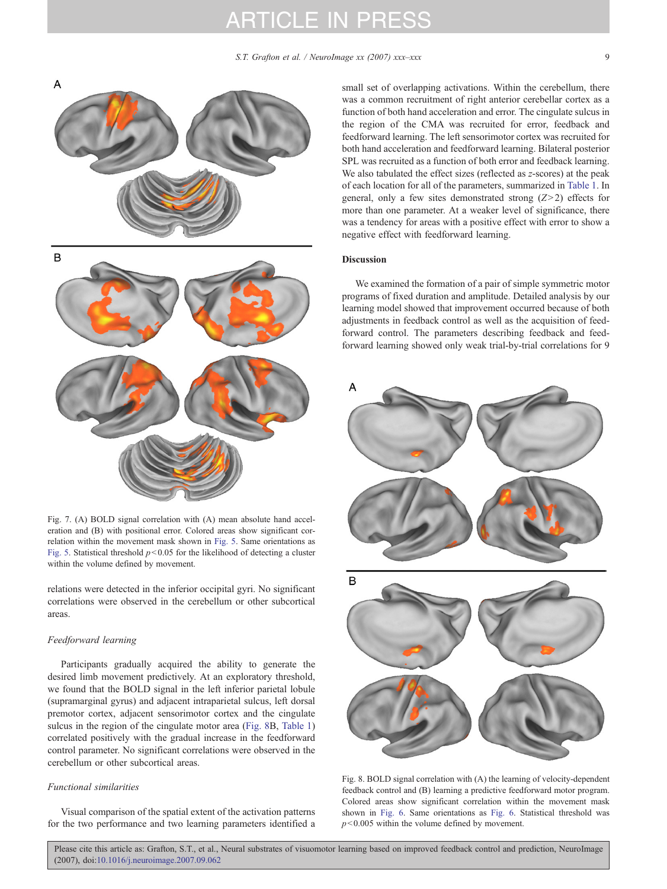Fig. 7. (A) BOLD signal correlation with (A) mean absolute hand acceleration and (B) with positional error. Colored areas show significant correlation within the movement mask shown in Fig. 5. Same orientations as Fig. 5. Statistical threshold $p < 0.05$ for the likelihood of detecting a cluster within the volume defined by movement.

relations were detected in the inferior occipital gyri. No significant correlations were observed in the cerebellum or other subcortical areas.

### *Feedforward learning*

Participants gradually acquired the ability to generate the desired limb movement predictively. At an exploratory threshold, we found that the BOLD signal in the left inferior parietal lobule (supramarginal gyrus) and adjacent intraparietal sulcus, left dorsal premotor cortex, adjacent sensorimotor cortex and the cingulate sulcus in the region of the cingulate motor area (Fig. 8B, Table 1) correlated positively with the gradual increase in the feedforward control parameter. No significant correlations were observed in the cerebellum or other subcortical areas.

### *Functional similarities*

Visual comparison of the spatial extent of the activation patterns for the two performance and two learning parameters identified a small set of overlapping activations. Within the cerebellum, there was a common recruitment of right anterior cerebellar cortex as a function of both hand acceleration and error. The cingulate sulcus in the region of the CMA was recruited for error, feedback and feedforward learning. The left sensorimotor cortex was recruited for both hand acceleration and feedforward learning. Bilateral posterior SPL was recruited as a function of both error and feedback learning. We also tabulated the effect sizes (reflected as *z*-scores) at the peak of each location for all of the parameters, summarized in Table 1. In general, only a few sites demonstrated strong ($Z > 2$) effects for more than one parameter. At a weaker level of significance, there was a tendency for areas with a positive effect with error to show a negative effect with feedforward learning.

## Discussion

We examined the formation of a pair of simple symmetric motor programs of fixed duration and amplitude. Detailed analysis by our learning model showed that improvement occurred because of both adjustments in feedback control as well as the acquisition of feedforward control. The parameters describing feedback and feedforward learning showed only weak trial-by-trial correlations for 9

Fig. 8. BOLD signal correlation with (A) the learning of velocity-dependent feedback control and (B) learning a predictive feedforward motor program. Colored areas show significant correlation within the movement mask shown in Fig. 6. Same orientations as Fig. 6. Statistical threshold was $p < 0.005$ within the volume defined by movement.

Please cite this article as: Grafton, S.T., et al., Neural substrates of visuomotor learning based on improved feedback control and prediction, NeuroImage (2007), doi:10.1016/j.neuroimage.2007.09.062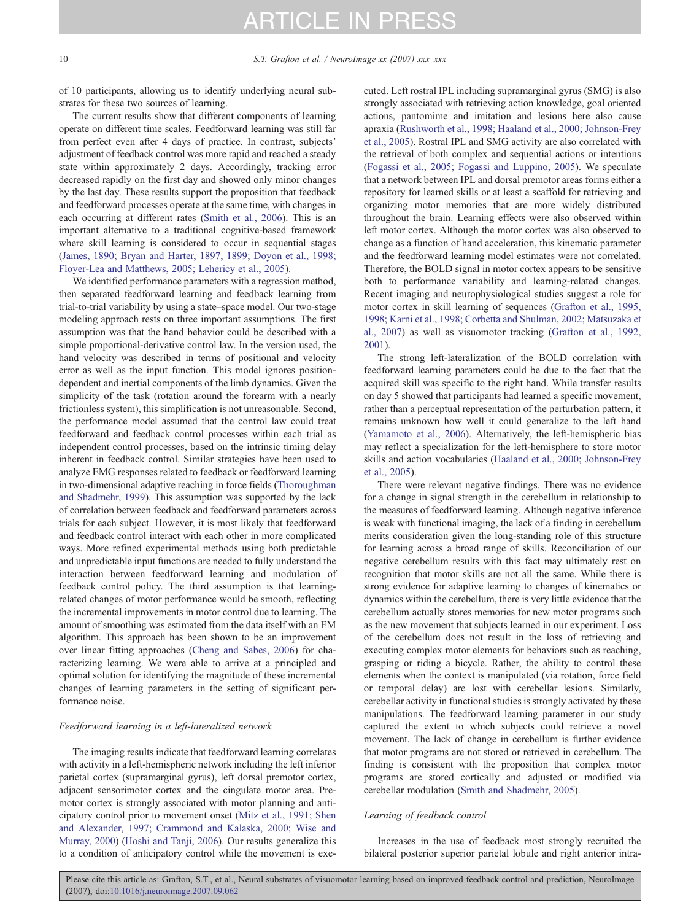of 10 participants, allowing us to identify underlying neural substrates for these two sources of learning.

The current results show that different components of learning operate on different time scales. Feedforward learning was still far from perfect even after 4 days of practice. In contrast, subjects' adjustment of feedback control was more rapid and reached a steady state within approximately 2 days. Accordingly, tracking error decreased rapidly on the first day and showed only minor changes by the last day. These results support the proposition that feedback and feedforward processes operate at the same time, with changes in each occurring at different rates (Smith et al., 2006). This is an important alternative to a traditional cognitive-based framework where skill learning is considered to occur in sequential stages (James, 1890; Bryan and Harter, 1897, 1899; Doyon et al., 1998; Floyer-Lea and Matthews, 2005; Lehericy et al., 2005).

We identified performance parameters with a regression method, then separated feedforward learning and feedback learning from trial-to-trial variability by using a state–space model. Our two-stage modeling approach rests on three important assumptions. The first assumption was that the hand behavior could be described with a simple proportional-derivative control law. In the version used, the hand velocity was described in terms of positional and velocity error as well as the input function. This model ignores position-dependent and inertial components of the limb dynamics. Given the simplicity of the task (rotation around the forearm with a nearly frictionless system), this simplification is not unreasonable. Second, the performance model assumed that the control law could treat feedforward and feedback control processes within each trial as independent control processes, based on the intrinsic timing delay inherent in feedback control. Similar strategies have been used to analyze EMG responses related to feedback or feedforward learning in two-dimensional adaptive reaching in force fields (Thoroughman and Shadmehr, 1999). This assumption was supported by the lack of correlation between feedback and feedforward parameters across trials for each subject. However, it is most likely that feedforward and feedback control interact with each other in more complicated ways. More refined experimental methods using both predictable and unpredictable input functions are needed to fully understand the interaction between feedforward learning and modulation of feedback control policy. The third assumption is that learning-related changes of motor performance would be smooth, reflecting the incremental improvements in motor control due to learning. The amount of smoothing was estimated from the data itself with an EM algorithm. This approach has been shown to be an improvement over linear fitting approaches (Cheng and Sabes, 2006) for characterizing learning. We were able to arrive at a principled and optimal solution for identifying the magnitude of these incremental changes of learning parameters in the setting of significant performance noise.

### *Feedforward learning in a left-lateralized network*

The imaging results indicate that feedforward learning correlates with activity in a left-hemispheric network including the left inferior parietal cortex (supramarginal gyrus), left dorsal premotor cortex, adjacent sensorimotor cortex and the cingulate motor area. Premotor cortex is strongly associated with motor planning and anticipatory control prior to movement onset (Mitz et al., 1991; Shen and Alexander, 1997; Crammond and Kalaska, 2000; Wise and Murray, 2000) (Hoshi and Tanji, 2006). Our results generalize this to a condition of anticipatory control while the movement is executed. Left rostral IPL including supramarginal gyrus (SMG) is also strongly associated with retrieving action knowledge, goal oriented actions, pantomime and imitation and lesions here also cause apraxia (Rushworth et al., 1998; Haaland et al., 2000; Johnson-Frey et al., 2005). Rostral IPL and SMG activity are also correlated with the retrieval of both complex and sequential actions or intentions (Fogassi et al., 2005; Fogassi and Luppino, 2005). We speculate that a network between IPL and dorsal premotor areas forms either a repository for learned skills or at least a scaffold for retrieving and organizing motor memories that are more widely distributed throughout the brain. Learning effects were also observed within left motor cortex. Although the motor cortex was also observed to change as a function of hand acceleration, this kinematic parameter and the feedforward learning model estimates were not correlated. Therefore, the BOLD signal in motor cortex appears to be sensitive both to performance variability and learning-related changes. Recent imaging and neurophysiological studies suggest a role for motor cortex in skill learning of sequences (Grafton et al., 1995, 1998; Karni et al., 1998; Corbetta and Shulman, 2002; Matsuzaka et al., 2007) as well as visuomotor tracking (Grafton et al., 1992, 2001).

The strong left-lateralization of the BOLD correlation with feedforward learning parameters could be due to the fact that the acquired skill was specific to the right hand. While transfer results on day 5 showed that participants had learned a specific movement, rather than a perceptual representation of the perturbation pattern, it remains unknown how well it could generalize to the left hand (Yamamoto et al., 2006). Alternatively, the left-hemispheric bias may reflect a specialization for the left-hemisphere to store motor skills and action vocabularies (Haaland et al., 2000; Johnson-Frey et al., 2005).

There were relevant negative findings. There was no evidence for a change in signal strength in the cerebellum in relationship to the measures of feedforward learning. Although negative inference is weak with functional imaging, the lack of a finding in cerebellum merits consideration given the long-standing role of this structure for learning across a broad range of skills. Reconciliation of our negative cerebellum results with this fact may ultimately rest on recognition that motor skills are not all the same. While there is strong evidence for adaptive learning to changes of kinematics or dynamics within the cerebellum, there is very little evidence that the cerebellum actually stores memories for new motor programs such as the new movement that subjects learned in our experiment. Loss of the cerebellum does not result in the loss of retrieving and executing complex motor elements for behaviors such as reaching, grasping or riding a bicycle. Rather, the ability to control these elements when the context is manipulated (via rotation, force field or temporal delay) are lost with cerebellar lesions. Similarly, cerebellar activity in functional studies is strongly activated by these manipulations. The feedforward learning parameter in our study captured the extent to which subjects could retrieve a novel movement. The lack of change in cerebellum is further evidence that motor programs are not stored or retrieved in cerebellum. The finding is consistent with the proposition that complex motor programs are stored cortically and adjusted or modified via cerebellar modulation (Smith and Shadmehr, 2005).

### *Learning of feedback control*

Increases in the use of feedback most strongly recruited the bilateral posterior superior parietal lobule and right anterior intra-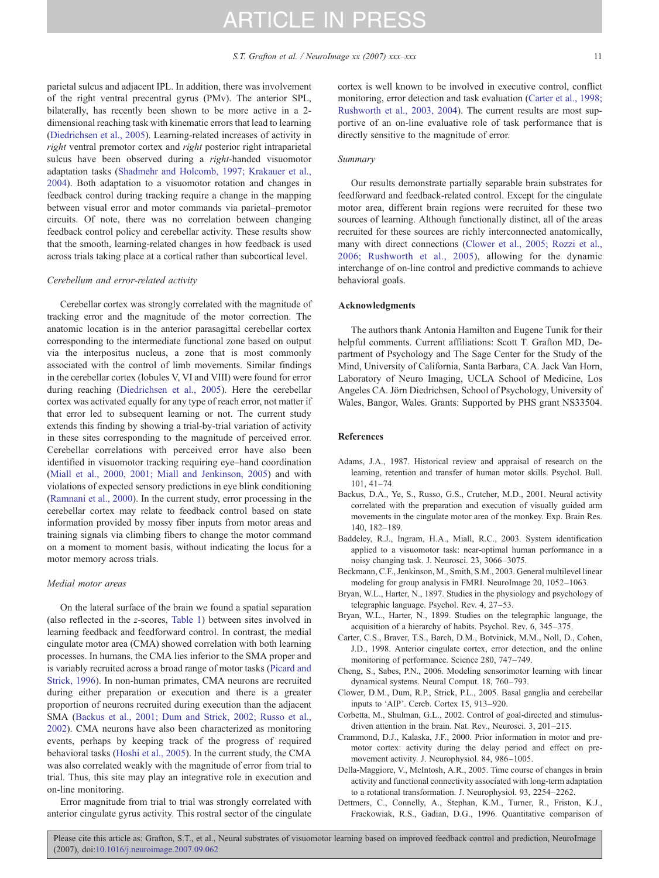parietal sulcus and adjacent IPL. In addition, there was involvement of the right ventral precentral gyrus (PMv). The anterior SPL, bilaterally, has recently been shown to be more active in a 2-dimensional reaching task with kinematic errors that lead to learning (Diedrichsen et al., 2005). Learning-related increases of activity in *right* ventral premotor cortex and *right* posterior right intraparietal sulcus have been observed during a *right*-handed visuomotor adaptation tasks (Shadmehr and Holcomb, 1997; Krakauer et al., 2004). Both adaptation to a visuomotor rotation and changes in feedback control during tracking require a change in the mapping between visual error and motor commands via parietal–premotor circuits. Of note, there was no correlation between changing feedback control policy and cerebellar activity. These results show that the smooth, learning-related changes in how feedback is used across trials taking place at a cortical rather than subcortical level.

*Cerebellum and error-related activity*

Cerebellar cortex was strongly correlated with the magnitude of tracking error and the magnitude of the motor correction. The anatomic location is in the anterior parasagittal cerebellar cortex corresponding to the intermediate functional zone based on output via the interpositus nucleus, a zone that is most commonly associated with the control of limb movements. Similar findings in the cerebellar cortex (lobules V, VI and VIII) were found for error during reaching (Diedrichsen et al., 2005). Here the cerebellar cortex was activated equally for any type of reach error, not matter if that error led to subsequent learning or not. The current study extends this finding by showing a trial-by-trial variation of activity in these sites corresponding to the magnitude of perceived error. Cerebellar correlations with perceived error have also been identified in visuomotor tracking requiring eye–hand coordination (Miall et al., 2000, 2001; Miall and Jenkinson, 2005) and with violations of expected sensory predictions in eye blink conditioning (Ramnani et al., 2000). In the current study, error processing in the cerebellar cortex may relate to feedback control based on state information provided by mossy fiber inputs from motor areas and training signals via climbing fibers to change the motor command on a moment to moment basis, without indicating the locus for a motor memory across trials.

*Medial motor areas*

On the lateral surface of the brain we found a spatial separation (also reflected in the *z*-scores, Table 1) between sites involved in learning feedback and feedforward control. In contrast, the medial cingulate motor area (CMA) showed correlation with both learning processes. In humans, the CMA lies inferior to the SMA proper and is variably recruited across a broad range of motor tasks (Picard and Strick, 1996). In non-human primates, CMA neurons are recruited during either preparation or execution and there is a greater proportion of neurons recruited during execution than the adjacent SMA (Backus et al., 2001; Dum and Strick, 2002; Russo et al., 2002). CMA neurons have also been characterized as monitoring events, perhaps by keeping track of the progress of required behavioral tasks (Hoshi et al., 2005). In the current study, the CMA was also correlated weakly with the magnitude of error from trial to trial. Thus, this site may play an integrative role in execution and on-line monitoring.

Error magnitude from trial to trial was strongly correlated with anterior cingulate gyrus activity. This rostral sector of the cingulate cortex is well known to be involved in executive control, conflict monitoring, error detection and task evaluation (Carter et al., 1998; Rushworth et al., 2003, 2004). The current results are most supportive of an on-line evaluative role of task performance that is directly sensitive to the magnitude of error.

*Summary*

Our results demonstrate partially separable brain substrates for feedforward and feedback-related control. Except for the cingulate motor area, different brain regions were recruited for these two sources of learning. Although functionally distinct, all of the areas recruited for these sources are richly interconnected anatomically, many with direct connections (Clower et al., 2005; Rozzi et al., 2006; Rushworth et al., 2005), allowing for the dynamic interchange of on-line control and predictive commands to achieve behavioral goals.

## Acknowledgments

The authors thank Antonia Hamilton and Eugene Tunik for their helpful comments. Current affiliations: Scott T. Grafton MD, Department of Psychology and The Sage Center for the Study of the Mind, University of California, Santa Barbara, CA. Jack Van Horn, Laboratory of Neuro Imaging, UCLA School of Medicine, Los Angeles CA. Jörn Diedrichsen, School of Psychology, University of Wales, Bangor, Wales. Grants: Supported by PHS grant NS33504.

## References

Adams, J.A., 1987. Historical review and appraisal of research on the learning, retention and transfer of human motor skills. Psychol. Bull. 101, 41–74.

Backus, D.A., Ye, S., Russo, G.S., Crutcher, M.D., 2001. Neural activity correlated with the preparation and execution of visually guided arm movements in the cingulate motor area of the monkey. Exp. Brain Res. 140, 182–189.

Baddeley, R.J., Ingram, H.A., Miall, R.C., 2003. System identification applied to a visuomotor task: near-optimal human performance in a noisy changing task. J. Neurosci. 23, 3066–3075.

Beckmann, C.F., Jenkinson, M., Smith, S.M., 2003. General multilevel linear modeling for group analysis in FMRI. NeuroImage 20, 1052–1063.

Bryan, W.L., Harter, N., 1897. Studies in the physiology and psychology of telegraphic language. Psychol. Rev. 4, 27–53.

Bryan, W.L., Harter, N., 1899. Studies on the telegraphic language, the acquisition of a hierarchy of habits. Psychol. Rev. 6, 345–375.

Carter, C.S., Braver, T.S., Barch, D.M., Botvinick, M.M., Noll, D., Cohen, J.D., 1998. Anterior cingulate cortex, error detection, and the online monitoring of performance. Science 280, 747–749.

Cheng, S., Sabes, P.N., 2006. Modeling sensorimotor learning with linear dynamical systems. Neural Comput. 18, 760–793.

Clower, D.M., Dum, R.P., Strick, P.L., 2005. Basal ganglia and cerebellar inputs to 'AIP'. Cereb. Cortex 15, 913–920.

Corbetta, M., Shulman, G.L., 2002. Control of goal-directed and stimulus-driven attention in the brain. Nat. Rev., Neurosci. 3, 201–215.

Crammond, D.J., Kalaska, J.F., 2000. Prior information in motor and premotor cortex: activity during the delay period and effect on premovement activity. J. Neurophysiol. 84, 986–1005.

Della-Maggiore, V., McIntosh, A.R., 2005. Time course of changes in brain activity and functional connectivity associated with long-term adaptation to a rotational transformation. J. Neurophysiol. 93, 2254–2262.

Dettmers, C., Connelly, A., Stephan, K.M., Turner, R., Friston, K.J., Frackowiak, R.S., Gadian, D.G., 1996. Quantitative comparison of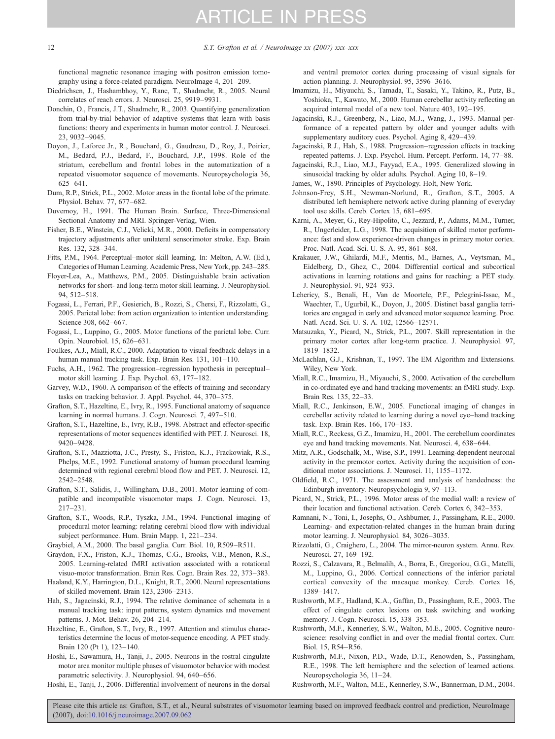functional magnetic resonance imaging with positron emission tomography using a force-related paradigm. NeuroImage 4, 201–209.

Diedrichsen, J., Hashambhoy, Y., Rane, T., Shadmehr, R., 2005. Neural correlates of reach errors. J. Neurosci. 25, 9919–9931.

Donchin, O., Francis, J.T., Shadmehr, R., 2003. Quantifying generalization from trial-by-trial behavior of adaptive systems that learn with basis functions: theory and experiments in human motor control. J. Neurosci. 23, 9032–9045.

Doyon, J., Laforce Jr., R., Bouchard, G., Gaudreau, D., Roy, J., Poirier, M., Bedard, P.J., Bedard, F., Bouchard, J.P., 1998. Role of the striatum, cerebellum and frontal lobes in the automatization of a repeated visuomotor sequence of movements. Neuropsychologia 36, 625–641.

Dum, R.P., Strick, P.L., 2002. Motor areas in the frontal lobe of the primate. Physiol. Behav. 77, 677–682.

Duvernoy, H., 1991. The Human Brain. Surface, Three-Dimensional Sectional Anatomy and MRI. Springer-Verlag, Wien.

Fisher, B.E., Winstein, C.J., Velicki, M.R., 2000. Deficits in compensatory trajectory adjustments after unilateral sensorimotor stroke. Exp. Brain Res. 132, 328–344.

Fitts, P.M., 1964. Perceptual–motor skill learning. In: Melton, A.W. (Ed.), Categories of Human Learning. Academic Press, New York, pp. 243–285.

Floyer-Lea, A., Matthews, P.M., 2005. Distinguishable brain activation networks for short- and long-term motor skill learning. J. Neurophysiol. 94, 512–518.

Fogassi, L., Ferrari, P.F., Gesierich, B., Rozzi, S., Chersi, F., Rizzolatti, G., 2005. Parietal lobe: from action organization to intention understanding. Science 308, 662–667.

Fogassi, L., Luppino, G., 2005. Motor functions of the parietal lobe. Curr. Opin. Neurobiol. 15, 626–631.

Foulkes, A.J., Miall, R.C., 2000. Adaptation to visual feedback delays in a human manual tracking task. Exp. Brain Res. 131, 101–110.

Fuchs, A.H., 1962. The progression–regression hypothesis in perceptual–motor skill learning. J. Exp. Psychol. 63, 177–182.

Garvey, W.D., 1960. A comparison of the effects of training and secondary tasks on tracking behavior. J. Appl. Psychol. 44, 370–375.

Grafton, S.T., Hazeltine, E., Ivry, R., 1995. Functional anatomy of sequence learning in normal humans. J. Cogn. Neurosci. 7, 497–510.

Grafton, S.T., Hazeltine, E., Ivry, R.B., 1998. Abstract and effector-specific representations of motor sequences identified with PET. J. Neurosci. 18, 9420–9428.

Grafton, S.T., Mazziotta, J.C., Presty, S., Friston, K.J., Frackowiak, R.S., Phelps, M.E., 1992. Functional anatomy of human procedural learning determined with regional cerebral blood flow and PET. J. Neurosci. 12, 2542–2548.

Grafton, S.T., Salidis, J., Willingham, D.B., 2001. Motor learning of compatible and incompatible visuomotor maps. J. Cogn. Neurosci. 13, 217–231.

Grafton, S.T., Woods, R.P., Tyszka, J.M., 1994. Functional imaging of procedural motor learning: relating cerebral blood flow with individual subject performance. Hum. Brain Mapp. 1, 221–234.

Graybiel, A.M., 2000. The basal ganglia. Curr. Biol. 10, R509–R511.

Graydon, F.X., Friston, K.J., Thomas, C.G., Brooks, V.B., Menon, R.S., 2005. Learning-related fMRI activation associated with a rotational visuo-motor transformation. Brain Res. Cogn. Brain Res. 22, 373–383.

Haaland, K.Y., Harrington, D.L., Knight, R.T., 2000. Neural representations of skilled movement. Brain 123, 2306–2313.

Hah, S., Jagacinski, R.J., 1994. The relative dominance of schemata in a manual tracking task: input patterns, system dynamics and movement patterns. J. Mot. Behav. 26, 204–214.

Hazeltine, E., Grafton, S.T., Ivry, R., 1997. Attention and stimulus characteristics determine the locus of motor-sequence encoding. A PET study. Brain 120 (Pt 1), 123–140.

Hoshi, E., Sawamura, H., Tanji, J., 2005. Neurons in the rostral cingulate motor area monitor multiple phases of visuomotor behavior with modest parametric selectivity. J. Neurophysiol. 94, 640–656.

Hoshi, E., Tanji, J., 2006. Differential involvement of neurons in the dorsal and ventral premotor cortex during processing of visual signals for action planning. J. Neurophysiol. 95, 3596–3616.

Imamizu, H., Miyauchi, S., Tamada, T., Sasaki, Y., Takino, R., Putz, B., Yoshioka, T., Kawato, M., 2000. Human cerebellar activity reflecting an acquired internal model of a new tool. Nature 403, 192–195.

Jagacinski, R.J., Greenberg, N., Liao, M.J., Wang, J., 1993. Manual performance of a repeated pattern by older and younger adults with supplementary auditory cues. Psychol. Aging 8, 429–439.

Jagacinski, R.J., Hah, S., 1988. Progression–regression effects in tracking repeated patterns. J. Exp. Psychol. Hum. Percept. Perform. 14, 77–88.

Jagacinski, R.J., Liao, M.J., Fayyad, E.A., 1995. Generalized slowing in sinusoidal tracking by older adults. Psychol. Aging 10, 8–19.

James, W., 1890. Principles of Psychology. Holt, New York.

Johnson-Frey, S.H., Newman-Norlund, R., Grafton, S.T., 2005. A distributed left hemisphere network active during planning of everyday tool use skills. Cereb. Cortex 15, 681–695.

Karni, A., Meyer, G., Rey-Hipolito, C., Jezzard, P., Adams, M.M., Turner, R., Ungerleider, L.G., 1998. The acquisition of skilled motor performance: fast and slow experience-driven changes in primary motor cortex. Proc. Natl. Acad. Sci. U. S. A. 95, 861–868.

Krakauer, J.W., Ghilardi, M.F., Mentis, M., Barnes, A., Veytsman, M., Eidelberg, D., Ghez, C., 2004. Differential cortical and subcortical activations in learning rotations and gains for reaching: a PET study. J. Neurophysiol. 91, 924–933.

Lehericy, S., Benali, H., Van de Moortele, P.F., Pelegrini-Issac, M., Waechter, T., Ugurbil, K., Doyon, J., 2005. Distinct basal ganglia territories are engaged in early and advanced motor sequence learning. Proc. Natl. Acad. Sci. U. S. A. 102, 12566–12571.

Matsuzaka, Y., Picard, N., Strick, P.L., 2007. Skill representation in the primary motor cortex after long-term practice. J. Neurophysiol. 97, 1819–1832.

McLachlan, G.J., Krishnan, T., 1997. The EM Algorithm and Extensions. Wiley, New York.

Miall, R.C., Imamizu, H., Miyauchi, S., 2000. Activation of the cerebellum in co-ordinated eye and hand tracking movements: an fMRI study. Exp. Brain Res. 135, 22–33.

Miall, R.C., Jenkinson, E.W., 2005. Functional imaging of changes in cerebellar activity related to learning during a novel eye–hand tracking task. Exp. Brain Res. 166, 170–183.

Miall, R.C., Reckess, G.Z., Imamizu, H., 2001. The cerebellum coordinates eye and hand tracking movements. Nat. Neurosci. 4, 638–644.

Mitz, A.R., Godschalk, M., Wise, S.P., 1991. Learning-dependent neuronal activity in the premotor cortex. Activity during the acquisition of conditional motor associations. J. Neurosci. 11, 1155–1172.

Oldfield, R.C., 1971. The assessment and analysis of handedness: the Edinburgh inventory. Neuropsychologia 9, 97–113.

Picard, N., Strick, P.L., 1996. Motor areas of the medial wall: a review of their location and functional activation. Cereb. Cortex 6, 342–353.

Ramnani, N., Toni, I., Josephs, O., Ashburner, J., Passingham, R.E., 2000. Learning- and expectation-related changes in the human brain during motor learning. J. Neurophysiol. 84, 3026–3035.

Rizzolatti, G., Craighero, L., 2004. The mirror-neuron system. Annu. Rev. Neurosci. 27, 169–192.

Rozzi, S., Calzavara, R., Belmalih, A., Borra, E., Gregoriou, G.G., Matelli, M., Luppino, G., 2006. Cortical connections of the inferior parietal cortical convexity of the macaque monkey. Cereb. Cortex 16, 1389–1417.

Rushworth, M.F., Hadland, K.A., Gaffan, D., Passingham, R.E., 2003. The effect of cingulate cortex lesions on task switching and working memory. J. Cogn. Neurosci. 15, 338–353.

Rushworth, M.F., Kennerley, S.W., Walton, M.E., 2005. Cognitive neuroscience: resolving conflict in and over the medial frontal cortex. Curr. Biol. 15, R54–R56.

Rushworth, M.F., Nixon, P.D., Wade, D.T., Renowden, S., Passingham, R.E., 1998. The left hemisphere and the selection of learned actions. Neuropsychologia 36, 11–24.

Rushworth, M.F., Walton, M.E., Kennerley, S.W., Bannerman, D.M., 2004.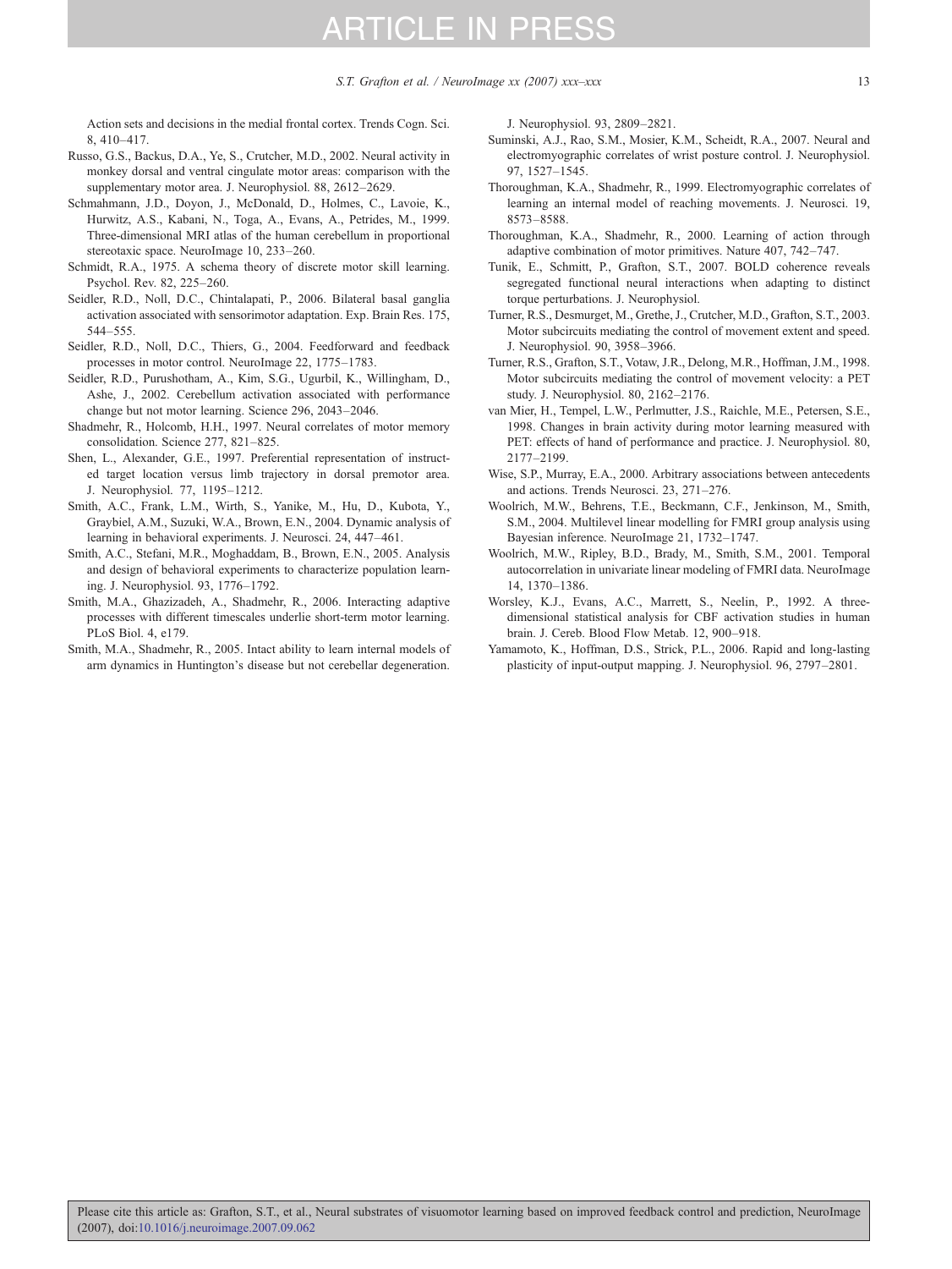Action sets and decisions in the medial frontal cortex. Trends Cogn. Sci. 8, 410–417.

Russo, G.S., Backus, D.A., Ye, S., Crutcher, M.D., 2002. Neural activity in monkey dorsal and ventral cingulate motor areas: comparison with the supplementary motor area. J. Neurophysiol. 88, 2612–2629.

Schmahmann, J.D., Doyon, J., McDonald, D., Holmes, C., Lavoie, K., Hurwitz, A.S., Kabani, N., Toga, A., Evans, A., Petrides, M., 1999. Three-dimensional MRI atlas of the human cerebellum in proportional stereotaxic space. NeuroImage 10, 233–260.

Schmidt, R.A., 1975. A schema theory of discrete motor skill learning. Psychol. Rev. 82, 225–260.

Seidler, R.D., Noll, D.C., Chintalapati, P., 2006. Bilateral basal ganglia activation associated with sensorimotor adaptation. Exp. Brain Res. 175, 544–555.

Seidler, R.D., Noll, D.C., Thiers, G., 2004. Feedforward and feedback processes in motor control. NeuroImage 22, 1775–1783.

Seidler, R.D., Purushotham, A., Kim, S.G., Ugurbil, K., Willingham, D., Ashe, J., 2002. Cerebellum activation associated with performance change but not motor learning. Science 296, 2043–2046.

Shadmehr, R., Holcomb, H.H., 1997. Neural correlates of motor memory consolidation. Science 277, 821–825.

Shen, L., Alexander, G.E., 1997. Preferential representation of instructed target location versus limb trajectory in dorsal premotor area. J. Neurophysiol. 77, 1195–1212.

Smith, A.C., Frank, L.M., Wirth, S., Yanike, M., Hu, D., Kubota, Y., Graybiel, A.M., Suzuki, W.A., Brown, E.N., 2004. Dynamic analysis of learning in behavioral experiments. J. Neurosci. 24, 447–461.

Smith, A.C., Stefani, M.R., Moghaddam, B., Brown, E.N., 2005. Analysis and design of behavioral experiments to characterize population learning. J. Neurophysiol. 93, 1776–1792.

Smith, M.A., Ghazizadeh, A., Shadmehr, R., 2006. Interacting adaptive processes with different timescales underlie short-term motor learning. PLoS Biol. 4, e179.

Smith, M.A., Shadmehr, R., 2005. Intact ability to learn internal models of arm dynamics in Huntington's disease but not cerebellar degeneration. J. Neurophysiol. 93, 2809–2821.

Suminski, A.J., Rao, S.M., Mosier, K.M., Scheidt, R.A., 2007. Neural and electromyographic correlates of wrist posture control. J. Neurophysiol. 97, 1527–1545.

Thoroughman, K.A., Shadmehr, R., 1999. Electromyographic correlates of learning an internal model of reaching movements. J. Neurosci. 19, 8573–8588.

Thoroughman, K.A., Shadmehr, R., 2000. Learning of action through adaptive combination of motor primitives. Nature 407, 742–747.

Tunik, E., Schmitt, P., Grafton, S.T., 2007. BOLD coherence reveals segregated functional neural interactions when adapting to distinct torque perturbations. J. Neurophysiol.

Turner, R.S., Desmurget, M., Grethe, J., Crutcher, M.D., Grafton, S.T., 2003. Motor subcircuits mediating the control of movement extent and speed. J. Neurophysiol. 90, 3958–3966.

Turner, R.S., Grafton, S.T., Votaw, J.R., Delong, M.R., Hoffman, J.M., 1998. Motor subcircuits mediating the control of movement velocity: a PET study. J. Neurophysiol. 80, 2162–2176.

van Mier, H., Tempel, L.W., Perlmutter, J.S., Raichle, M.E., Petersen, S.E., 1998. Changes in brain activity during motor learning measured with PET: effects of hand of performance and practice. J. Neurophysiol. 80, 2177–2199.

Wise, S.P., Murray, E.A., 2000. Arbitrary associations between antecedents and actions. Trends Neurosci. 23, 271–276.

Woolrich, M.W., Behrens, T.E., Beckmann, C.F., Jenkinson, M., Smith, S.M., 2004. Multilevel linear modelling for FMRI group analysis using Bayesian inference. NeuroImage 21, 1732–1747.

Woolrich, M.W., Ripley, B.D., Brady, M., Smith, S.M., 2001. Temporal autocorrelation in univariate linear modeling of FMRI data. NeuroImage 14, 1370–1386.

Worsley, K.J., Evans, A.C., Marrett, S., Neelin, P., 1992. A three-dimensional statistical analysis for CBF activation studies in human brain. J. Cereb. Blood Flow Metab. 12, 900–918.

Yamamoto, K., Hoffman, D.S., Strick, P.L., 2006. Rapid and long-lasting plasticity of input-output mapping. J. Neurophysiol. 96, 2797–2801.